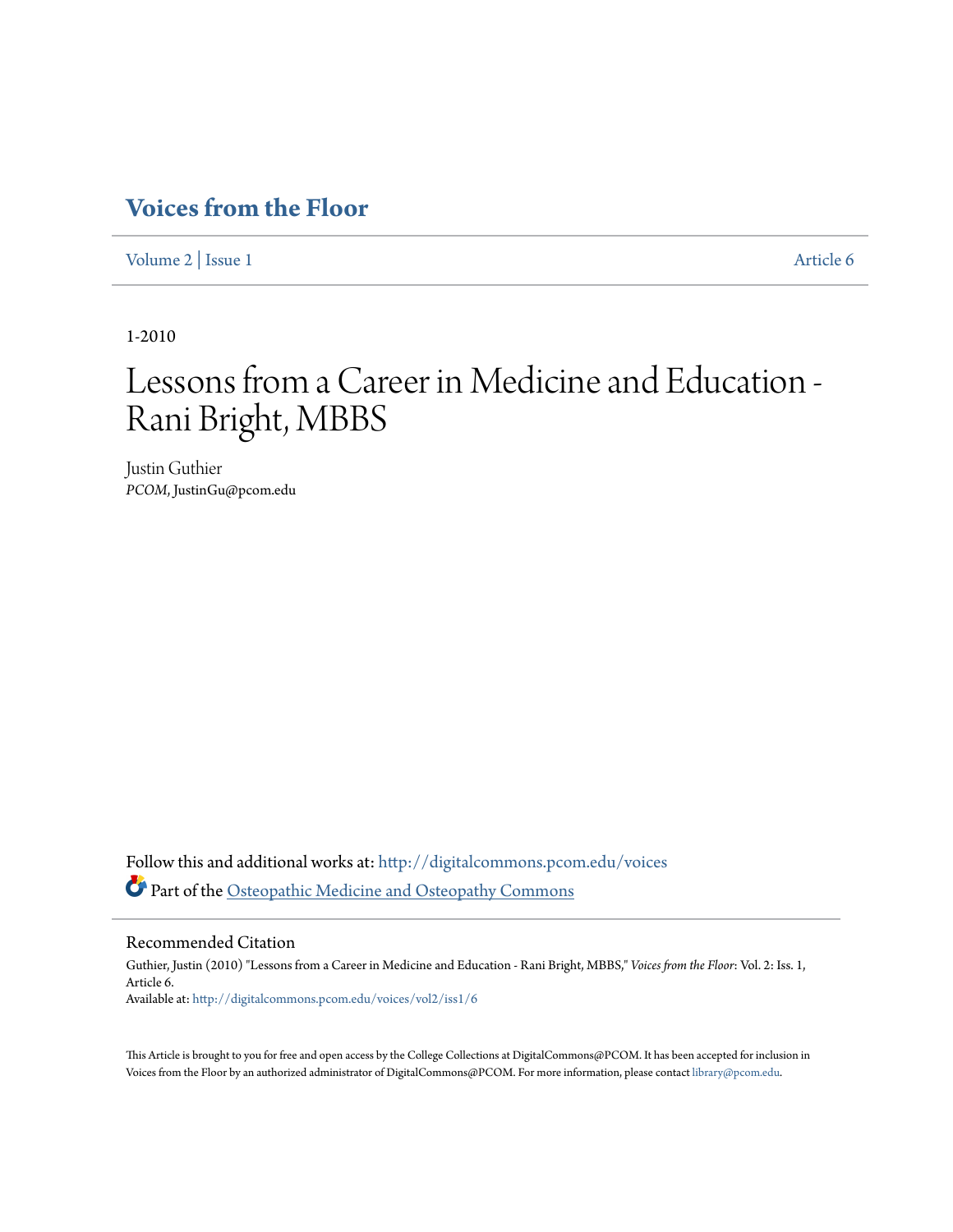# Voices from the Floor

Volume 2 | Issue 1 | Article 6

1-2010

# Lessons from a Career in Medicine and Education - Rani Bright, MBBS

Justin Guthier
*PCOM*, JustinGu@pcom.edu

Follow this and additional works at: http://digitalcommons.pcom.edu/voices

Part of the Osteopathic Medicine and Osteopathy Commons

## Recommended Citation

Guthier, Justin (2010) "Lessons from a Career in Medicine and Education - Rani Bright, MBBS," *Voices from the Floor*: Vol. 2: Iss. 1, Article 6.
Available at: http://digitalcommons.pcom.edu/voices/vol2/iss1/6

This Article is brought to you for free and open access by the College Collections at DigitalCommons@PCOM. It has been accepted for inclusion in Voices from the Floor by an authorized administrator of DigitalCommons@PCOM. For more information, please contact library@pcom.edu.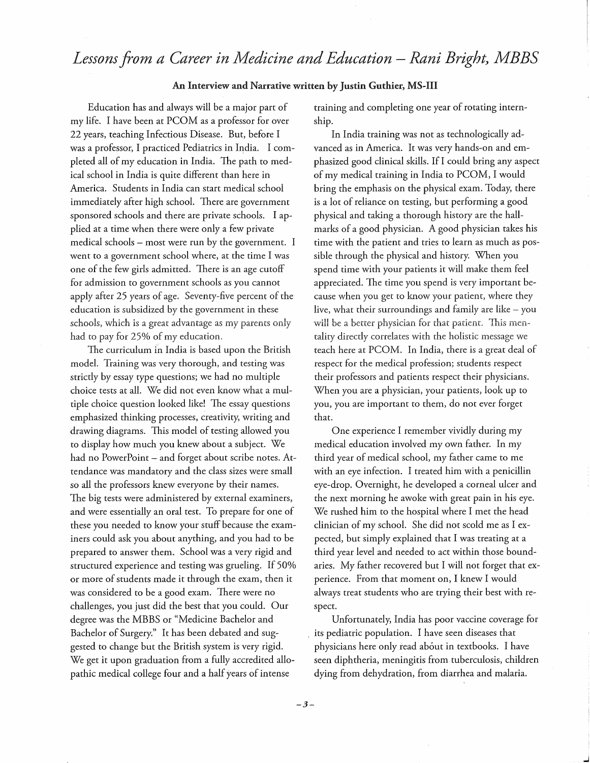# *Lessons from a Career in Medicine and Education – Rani Bright, MBBS*

**An Interview and Narrative written by Justin Guthier, MS-III**

Education has and always will be a major part of my life. I have been at PCOM as a professor for over 22 years, teaching Infectious Disease. But, before I was a professor, I practiced Pediatrics in India. I completed all of my education in India. The path to medical school in India is quite different than here in America. Students in India can start medical school immediately after high school. There are government sponsored schools and there are private schools. I applied at a time when there were only a few private medical schools – most were run by the government. I went to a government school where, at the time I was one of the few girls admitted. There is an age cutoff for admission to government schools as you cannot apply after 25 years of age. Seventy-five percent of the education is subsidized by the government in these schools, which is a great advantage as my parents only had to pay for 25% of my education.

The curriculum in India is based upon the British model. Training was very thorough, and testing was strictly by essay type questions; we had no multiple choice tests at all. We did not even know what a multiple choice question looked like! The essay questions emphasized thinking processes, creativity, writing and drawing diagrams. This model of testing allowed you to display how much you knew about a subject. We had no PowerPoint – and forget about scribe notes. Attendance was mandatory and the class sizes were small so all the professors knew everyone by their names. The big tests were administered by external examiners, and were essentially an oral test. To prepare for one of these you needed to know your stuff because the examiners could ask you about anything, and you had to be prepared to answer them. School was a very rigid and structured experience and testing was grueling. If 50% or more of students made it through the exam, then it was considered to be a good exam. There were no challenges, you just did the best that you could. Our degree was the MBBS or "Medicine Bachelor and Bachelor of Surgery." It has been debated and suggested to change but the British system is very rigid. We get it upon graduation from a fully accredited allopathic medical college four and a half years of intense training and completing one year of rotating internship.

In India training was not as technologically advanced as in America. It was very hands-on and emphasized good clinical skills. If I could bring any aspect of my medical training in India to PCOM, I would bring the emphasis on the physical exam. Today, there is a lot of reliance on testing, but performing a good physical and taking a thorough history are the hallmarks of a good physician. A good physician takes his time with the patient and tries to learn as much as possible through the physical and history. When you spend time with your patients it will make them feel appreciated. The time you spend is very important because when you get to know your patient, where they live, what their surroundings and family are like – you will be a better physician for that patient. This mentality directly correlates with the holistic message we teach here at PCOM. In India, there is a great deal of respect for the medical profession; students respect their professors and patients respect their physicians. When you are a physician, your patients, look up to you, you are important to them, do not ever forget that.

One experience I remember vividly during my medical education involved my own father. In my third year of medical school, my father came to me with an eye infection. I treated him with a penicillin eye-drop. Overnight, he developed a corneal ulcer and the next morning he awoke with great pain in his eye. We rushed him to the hospital where I met the head clinician of my school. She did not scold me as I expected, but simply explained that I was treating at a third year level and needed to act within those boundaries. My father recovered but I will not forget that experience. From that moment on, I knew I would always treat students who are trying their best with respect.

Unfortunately, India has poor vaccine coverage for its pediatric population. I have seen diseases that physicians here only read about in textbooks. I have seen diphtheria, meningitis from tuberculosis, children dying from dehydration, from diarrhea and malaria.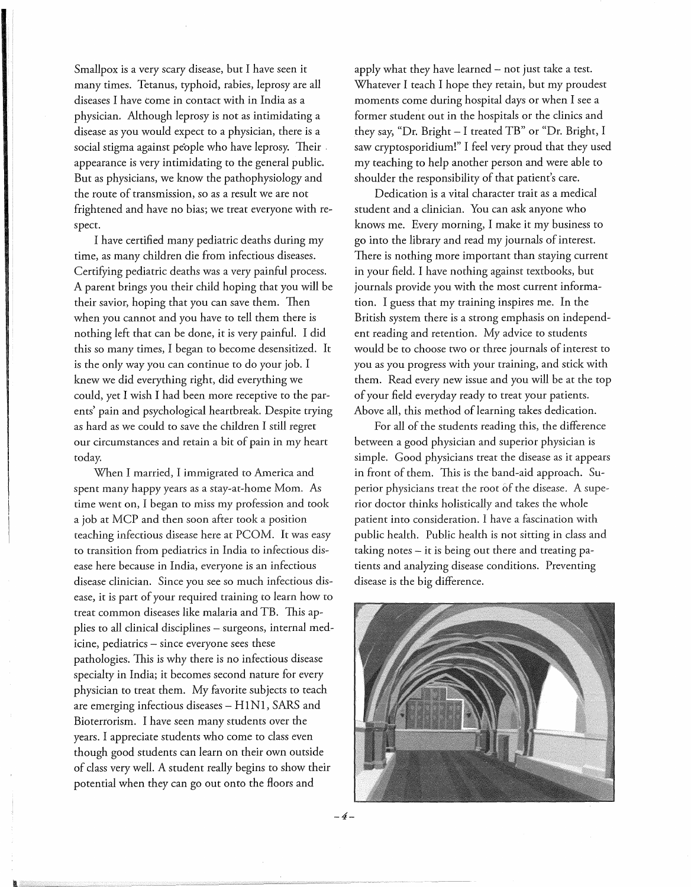Smallpox is a very scary disease, but I have seen it many times. Tetanus, typhoid, rabies, leprosy are all diseases I have come in contact with in India as a physician. Although leprosy is not as intimidating a disease as you would expect to a physician, there is a social stigma against people who have leprosy. Their appearance is very intimidating to the general public. But as physicians, we know the pathophysiology and the route of transmission, so as a result we are not frightened and have no bias; we treat everyone with respect.

I have certified many pediatric deaths during my time, as many children die from infectious diseases. Certifying pediatric deaths was a very painful process. A parent brings you their child hoping that you will be their savior, hoping that you can save them. Then when you cannot and you have to tell them there is nothing left that can be done, it is very painful. I did this so many times, I began to become desensitized. It is the only way you can continue to do your job. I knew we did everything right, did everything we could, yet I wish I had been more receptive to the parents' pain and psychological heartbreak. Despite trying as hard as we could to save the children I still regret our circumstances and retain a bit of pain in my heart today.

When I married, I immigrated to America and spent many happy years as a stay-at-home Mom. As time went on, I began to miss my profession and took a job at MCP and then soon after took a position teaching infectious disease here at PCOM. It was easy to transition from pediatrics in India to infectious disease here because in India, everyone is an infectious disease clinician. Since you see so much infectious disease, it is part of your required training to learn how to treat common diseases like malaria and TB. This applies to all clinical disciplines – surgeons, internal medicine, pediatrics – since everyone sees these pathologies. This is why there is no infectious disease specialty in India; it becomes second nature for every physician to treat them. My favorite subjects to teach are emerging infectious diseases – H1N1, SARS and Bioterrorism. I have seen many students over the years. I appreciate students who come to class even though good students can learn on their own outside of class very well. A student really begins to show their potential when they can go out onto the floors and apply what they have learned – not just take a test. Whatever I teach I hope they retain, but my proudest moments come during hospital days or when I see a former student out in the hospitals or the clinics and they say, "Dr. Bright – I treated TB" or "Dr. Bright, I saw cryptosporidium!" I feel very proud that they used my teaching to help another person and were able to shoulder the responsibility of that patient's care.

Dedication is a vital character trait as a medical student and a clinician. You can ask anyone who knows me. Every morning, I make it my business to go into the library and read my journals of interest. There is nothing more important than staying current in your field. I have nothing against textbooks, but journals provide you with the most current information. I guess that my training inspires me. In the British system there is a strong emphasis on independent reading and retention. My advice to students would be to choose two or three journals of interest to you as you progress with your training, and stick with them. Read every new issue and you will be at the top of your field everyday ready to treat your patients. Above all, this method of learning takes dedication.

For all of the students reading this, the difference between a good physician and superior physician is simple. Good physicians treat the disease as it appears in front of them. This is the band-aid approach. Superior physicians treat the root of the disease. A superior doctor thinks holistically and takes the whole patient into consideration. I have a fascination with public health. Public health is not sitting in class and taking notes – it is being out there and treating patients and analyzing disease conditions. Preventing disease is the big difference.